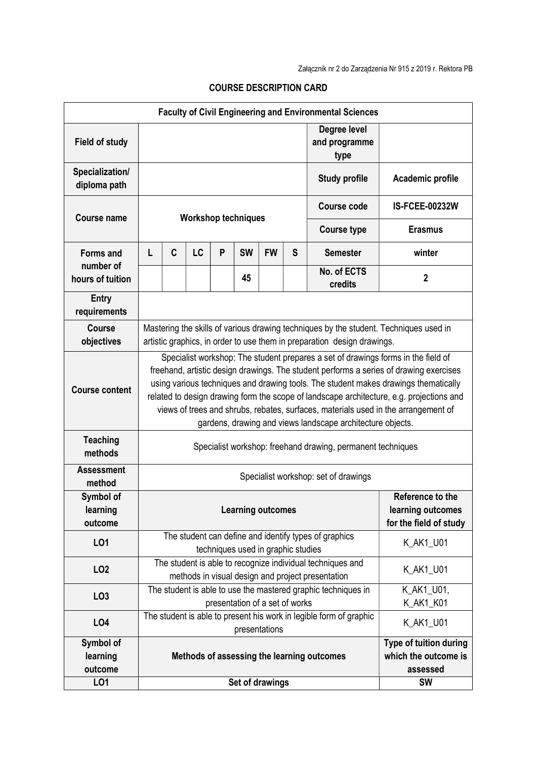Załącznik nr 2 do Zarządzenia Nr 915 z 2019 r. Rektora PB

## COURSE DESCRIPTION CARD

| Faculty of Civil Engineering and Environmental Sciences | | | | | | | | | |
|---|---|---|---|---|---|---|---|---|---|
| **Field of study** | | | | | | | | **Degree level and programme type** | |
| **Specialization/ diploma path** | | | | | | | | **Study profile** | **Academic profile** |
| **Course name** | **Workshop techniques** | | | | | | | **Course code** | **IS-FCEE-00232W** |
| | | | | | | | | **Course type** | **Erasmus** |
| **Forms and number of hours of tuition** | **L** | **C** | **LC** | **P** | **SW** | **FW** | **S** | **Semester** | **winter** |
| | | | | | 45 | | | **No. of ECTS credits** | **2** |
| **Entry requirements** | | | | | | | | | |
| **Course objectives** | Mastering the skills of various drawing techniques by the student. Techniques used in artistic graphics, in order to use them in preparation design drawings. | | | | | | | | |
| **Course content** | Specialist workshop: The student prepares a set of drawings forms in the field of freehand, artistic design drawings. The student performs a series of drawing exercises using various techniques and drawing tools. The student makes drawings thematically related to design drawing form the scope of landscape architecture, e.g. projections and views of trees and shrubs, rebates, surfaces, materials used in the arrangement of gardens, drawing and views landscape architecture objects. | | | | | | | | |
| **Teaching methods** | Specialist workshop: freehand drawing, permanent techniques | | | | | | | | |
| **Assessment method** | Specialist workshop: set of drawings | | | | | | | | |
| **Symbol of learning outcome** | **Learning outcomes** | | | | | | | | **Reference to the learning outcomes for the field of study** |
| **LO1** | The student can define and identify types of graphics techniques used in graphic studies | | | | | | | | K_AK1_U01 |
| **LO2** | The student is able to recognize individual techniques and methods in visual design and project presentation | | | | | | | | K_AK1_U01 |
| **LO3** | The student is able to use the mastered graphic techniques in presentation of a set of works | | | | | | | | K_AK1_U01, K_AK1_K01 |
| **LO4** | The student is able to present his work in legible form of graphic presentations | | | | | | | | K_AK1_U01 |
| **Symbol of learning outcome** | **Methods of assessing the learning outcomes** | | | | | | | | **Type of tuition during which the outcome is assessed** |
| **LO1** | **Set of drawings** | | | | | | | | **SW** |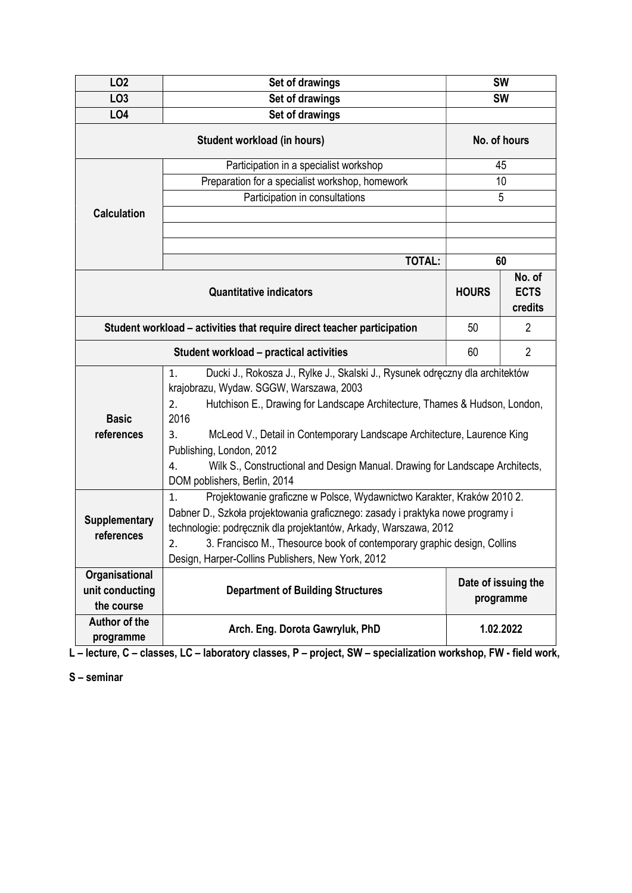| | | | |
|---|---|---|---|
| LO2 | Set of drawings | SW | |
| LO3 | Set of drawings | SW | |
| LO4 | Set of drawings | | |
| **Student workload (in hours)** | | **No. of hours** | |
| **Calculation** | Participation in a specialist workshop | 45 | |
| | Preparation for a specialist workshop, homework | 10 | |
| | Participation in consultations | 5 | |
| | | | |
| | | | |
| | | | |
| | **TOTAL:** | **60** | |
| **Quantitative indicators** | | **HOURS** | **No. of ECTS credits** |
| **Student workload – activities that require direct teacher participation** | | 50 | 2 |
| **Student workload – practical activities** | | 60 | 2 |
| **Basic references** | 1. Ducki J., Rokosza J., Rylke J., Skalski J., Rysunek odręczny dla architektów krajobrazu, Wydaw. SGGW, Warszawa, 2003<br>2. Hutchison E., Drawing for Landscape Architecture, Thames & Hudson, London, 2016<br>3. McLeod V., Detail in Contemporary Landscape Architecture, Laurence King Publishing, London, 2012<br>4. Wilk S., Constructional and Design Manual. Drawing for Landscape Architects, DOM poblishers, Berlin, 2014 | | |
| **Supplementary references** | 1. Projektowanie graficzne w Polsce, Wydawnictwo Karakter, Kraków 2010 2. Dabner D., Szkoła projektowania graficznego: zasady i praktyka nowe programy i technologie: podręcznik dla projektantów, Arkady, Warszawa, 2012<br>2. 3. Francisco M., Thesource book of contemporary graphic design, Collins Design, Harper-Collins Publishers, New York, 2012 | | |
| **Organisational unit conducting the course** | **Department of Building Structures** | **Date of issuing the programme** | |
| **Author of the programme** | **Arch. Eng. Dorota Gawryluk, PhD** | **1.02.2022** | |

**L – lecture, C – classes, LC – laboratory classes, P – project, SW – specialization workshop, FW - field work, S – seminar**